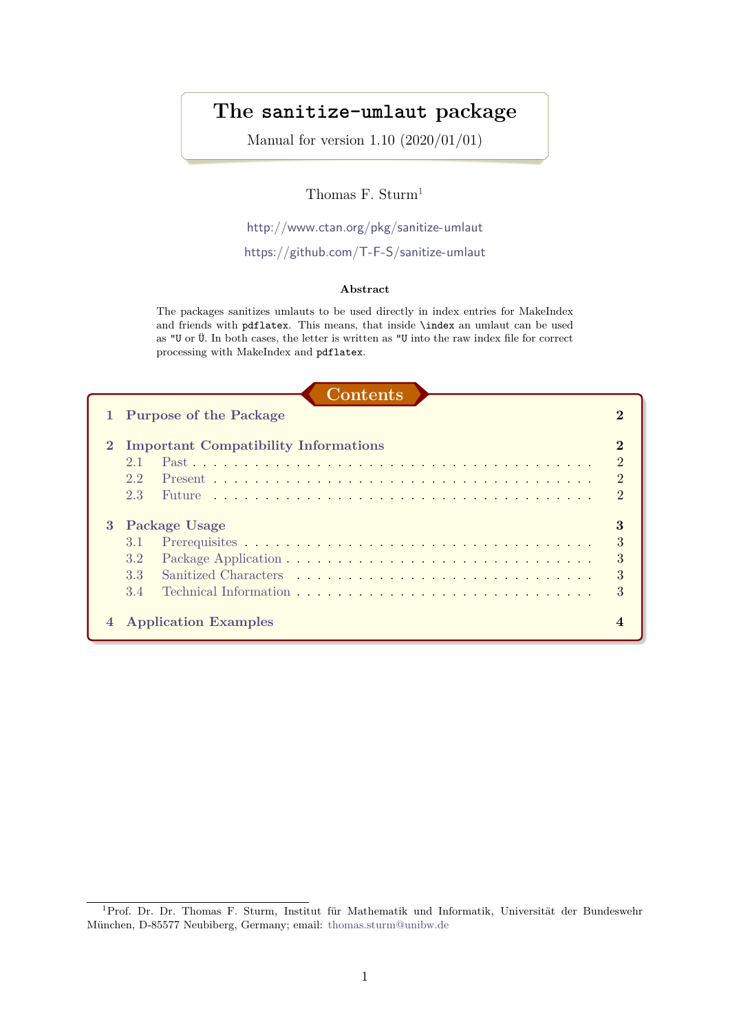# The `sanitize-umlaut` package

Manual for version 1.10 (2020/01/01)

Thomas F. Sturm[1]

http://www.ctan.org/pkg/sanitize-umlaut

https://github.com/T-F-S/sanitize-umlaut

**Abstract**

The packages sanitizes umlauts to be used directly in index entries for MakeIndex and friends with `pdflatex`. This means, that inside `\index` an umlaut can be used as `"U` or `Ü`. In both cases, the letter is written as `"U` into the raw index file for correct processing with MakeIndex and `pdflatex`.

## Contents

| | | |
|---|---|---|
| **1** | **Purpose of the Package** | **2** |
| **2** | **Important Compatibility Informations** | **2** |
| 2.1 | Past | 2 |
| 2.2 | Present | 2 |
| 2.3 | Future | 2 |
| **3** | **Package Usage** | **3** |
| 3.1 | Prerequisites | 3 |
| 3.2 | Package Application | 3 |
| 3.3 | Sanitized Characters | 3 |
| 3.4 | Technical Information | 3 |
| **4** | **Application Examples** | **4** |

[1] Prof. Dr. Dr. Thomas F. Sturm, Institut für Mathematik und Informatik, Universität der Bundeswehr München, D-85577 Neubiberg, Germany; email: thomas.sturm@unibw.de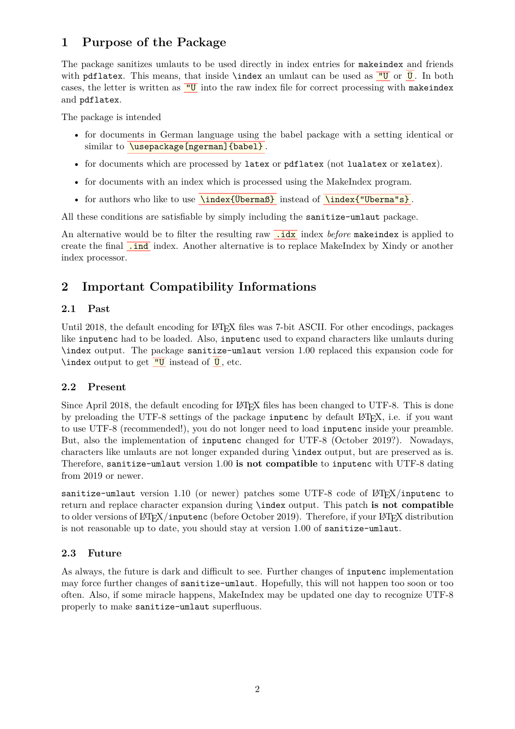# 1 Purpose of the Package

The package sanitizes umlauts to be used directly in index entries for `makeindex` and friends with `pdflatex`. This means, that inside `\index` an umlaut can be used as `"U` or `Ü`. In both cases, the letter is written as `"U` into the raw index file for correct processing with `makeindex` and `pdflatex`.

The package is intended

- for documents in German language using the babel package with a setting identical or similar to `\usepackage[ngerman]{babel}`.
- for documents which are processed by `latex` or `pdflatex` (not `lualatex` or `xelatex`).
- for documents with an index which is processed using the MakeIndex program.
- for authors who like to use `\index{Übermaß}` instead of `\index{"Uberma"s}`.

All these conditions are satisfiable by simply including the `sanitize-umlaut` package.

An alternative would be to filter the resulting raw `.idx` index *before* `makeindex` is applied to create the final `.ind` index. Another alternative is to replace MakeIndex by Xindy or another index processor.

# 2 Important Compatibility Informations

## 2.1 Past

Until 2018, the default encoding for LaTeX files was 7-bit ASCII. For other encodings, packages like `inputenc` had to be loaded. Also, `inputenc` used to expand characters like umlauts during `\index` output. The package `sanitize-umlaut` version 1.00 replaced this expansion code for `\index` output to get `"U` instead of `Ü`, etc.

## 2.2 Present

Since April 2018, the default encoding for LaTeX files has been changed to UTF-8. This is done by preloading the UTF-8 settings of the package `inputenc` by default LaTeX, i.e. if you want to use UTF-8 (recommended!), you do not longer need to load `inputenc` inside your preamble. But, also the implementation of `inputenc` changed for UTF-8 (October 2019?). Nowadays, characters like umlauts are not longer expanded during `\index` output, but are preserved as is. Therefore, `sanitize-umlaut` version 1.00 **is not compatible** to `inputenc` with UTF-8 dating from 2019 or newer.

`sanitize-umlaut` version 1.10 (or newer) patches some UTF-8 code of LaTeX/`inputenc` to return and replace character expansion during `\index` output. This patch **is not compatible** to older versions of LaTeX/`inputenc` (before October 2019). Therefore, if your LaTeX distribution is not reasonable up to date, you should stay at version 1.00 of `sanitize-umlaut`.

## 2.3 Future

As always, the future is dark and difficult to see. Further changes of `inputenc` implementation may force further changes of `sanitize-umlaut`. Hopefully, this will not happen too soon or too often. Also, if some miracle happens, MakeIndex may be updated one day to recognize UTF-8 properly to make `sanitize-umlaut` superfluous.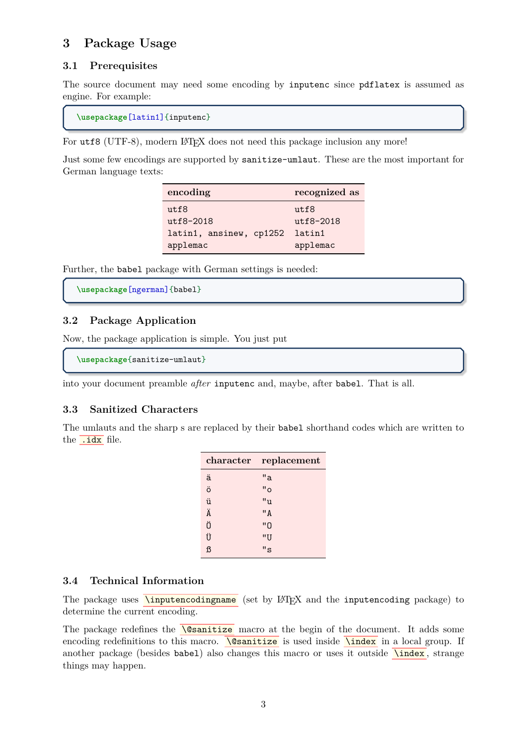# 3 Package Usage

## 3.1 Prerequisites

The source document may need some encoding by `inputenc` since `pdflatex` is assumed as engine. For example:

```
\usepackage[latin1]{inputenc}
```

For `utf8` (UTF-8), modern LaTeX does not need this package inclusion any more!

Just some few encodings are supported by `sanitize-umlaut`. These are the most important for German language texts:

| encoding | recognized as |
|---|---|
| `utf8` | `utf8` |
| `utf8-2018` | `utf8-2018` |
| `latin1, ansinew, cp1252` | `latin1` |
| `applemac` | `applemac` |

Further, the `babel` package with German settings is needed:

```
\usepackage[ngerman]{babel}
```

## 3.2 Package Application

Now, the package application is simple. You just put

```
\usepackage{sanitize-umlaut}
```

into your document preamble *after* `inputenc` and, maybe, after `babel`. That is all.

## 3.3 Sanitized Characters

The umlauts and the sharp s are replaced by their `babel` shorthand codes which are written to the `.idx` file.

| character | replacement |
|---|---|
| ä | `"a` |
| ö | `"o` |
| ü | `"u` |
| Ä | `"A` |
| Ö | `"O` |
| Ü | `"U` |
| ß | `"s` |

## 3.4 Technical Information

The package uses `\inputencodingname` (set by LaTeX and the `inputencoding` package) to determine the current encoding.

The package redefines the `\@sanitize` macro at the begin of the document. It adds some encoding redefinitions to this macro. `\@sanitize` is used inside `\index` in a local group. If another package (besides `babel`) also changes this macro or uses it outside `\index`, strange things may happen.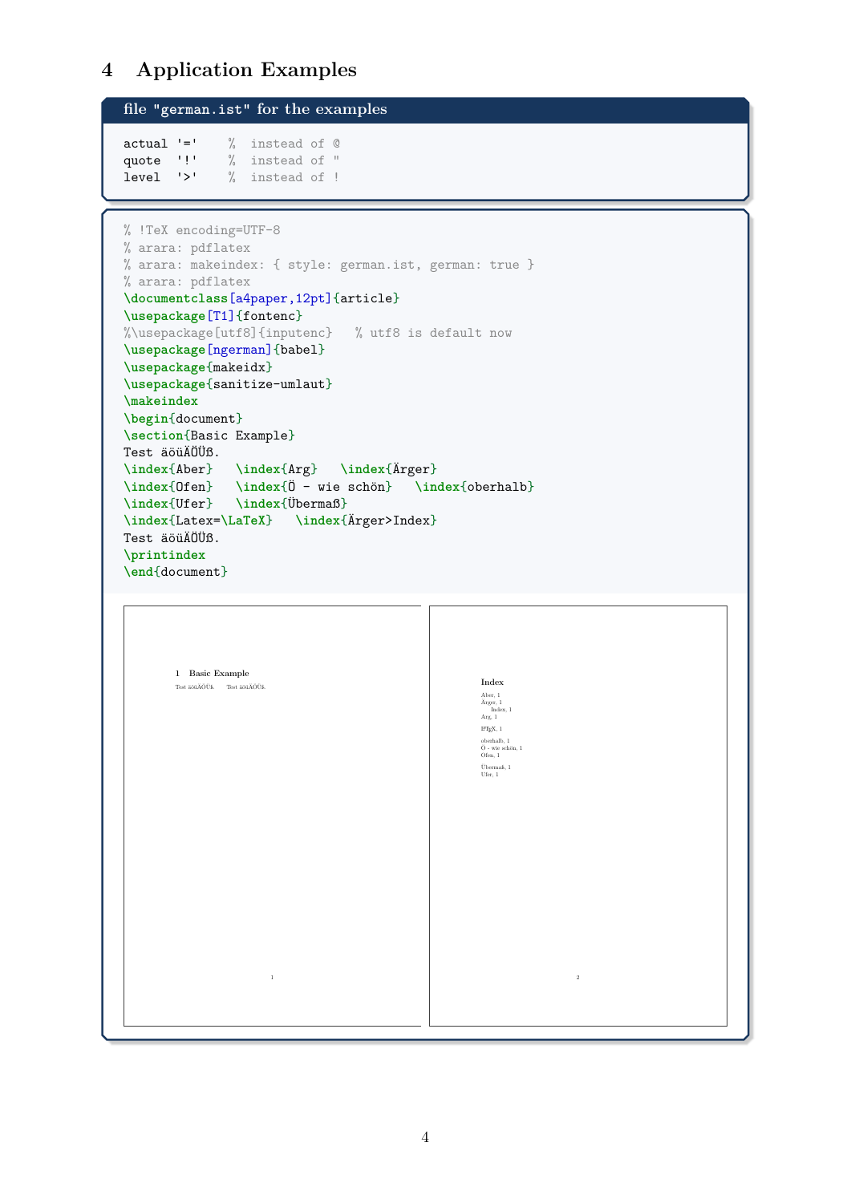# 4 Application Examples

file "german.ist" for the examples

```
actual '='    %  instead of @
quote  '!'    %  instead of "
level  '>'    %  instead of !
```

```
% !TeX encoding=UTF-8
% arara: pdflatex
% arara: makeindex: { style: german.ist, german: true }
% arara: pdflatex
\documentclass[a4paper,12pt]{article}
\usepackage[T1]{fontenc}
%\usepackage[utf8]{inputenc}   % utf8 is default now
\usepackage[ngerman]{babel}
\usepackage{makeidx}
\usepackage{sanitize-umlaut}
\makeindex
\begin{document}
\section{Basic Example}
Test äöüÄÖÜß.
\index{Aber}   \index{Arg}   \index{Ärger}
\index{Ofen}   \index{Ö - wie schön}   \index{oberhalb}
\index{Ufer}   \index{Übermaß}
\index{Latex=\LaTeX}   \index{Ärger>Index}
Test äöüÄÖÜß.
\printindex
\end{document}
```

1 Basic Example

Test äöüÄÖÜß. Test äöüÄÖÜß.

1

Index

Aber, 1
Ärger, 1
  Index, 1
Arg, 1

LaTeX, 1

oberhalb, 1
Ö - wie schön, 1
Ofen, 1

Übermaß, 1
Ufer, 1

2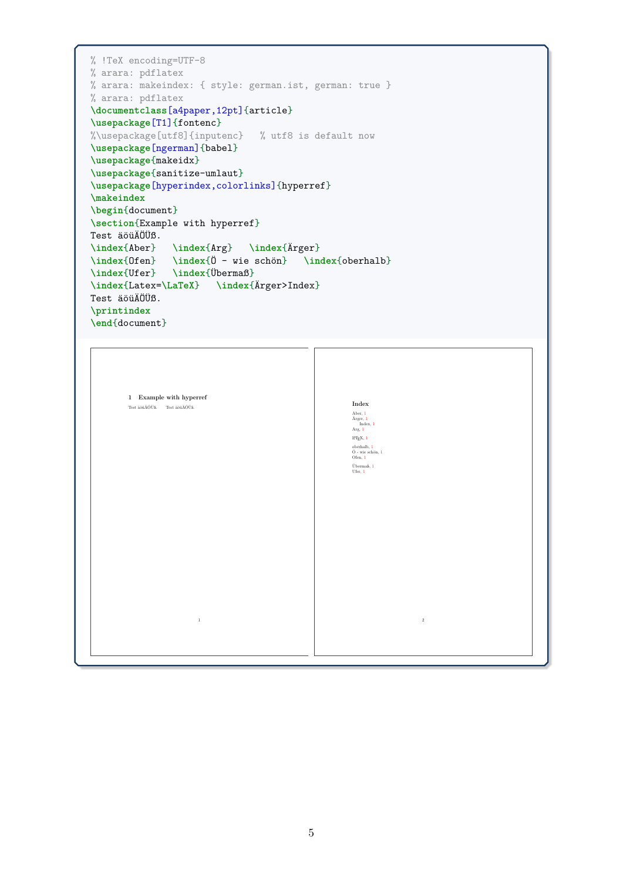```latex
% !TeX encoding=UTF-8
% arara: pdflatex
% arara: makeindex: { style: german.ist, german: true }
% arara: pdflatex
\documentclass[a4paper,12pt]{article}
\usepackage[T1]{fontenc}
%\usepackage[utf8]{inputenc}   % utf8 is default now
\usepackage[ngerman]{babel}
\usepackage{makeidx}
\usepackage{sanitize-umlaut}
\usepackage[hyperindex,colorlinks]{hyperref}
\makeindex
\begin{document}
\section{Example with hyperref}
Test äöüÄÖÜß.
\index{Aber}   \index{Arg}   \index{Ärger}
\index{Ofen}   \index{Ö - wie schön}   \index{oberhalb}
\index{Ufer}   \index{Übermaß}
\index{Latex=\LaTeX}   \index{Ärger>Index}
Test äöüÄÖÜß.
\printindex
\end{document}
```

1 Example with hyperref

Test äöüÄÖÜß. Test äöüÄÖÜß.

1

Index

Aber, 1
Ärger, 1
  Index, 1
Arg, 1

LaTeX, 1

oberhalb, 1
Ö - wie schön, 1
Ofen, 1

Übermaß, 1
Ufer, 1

2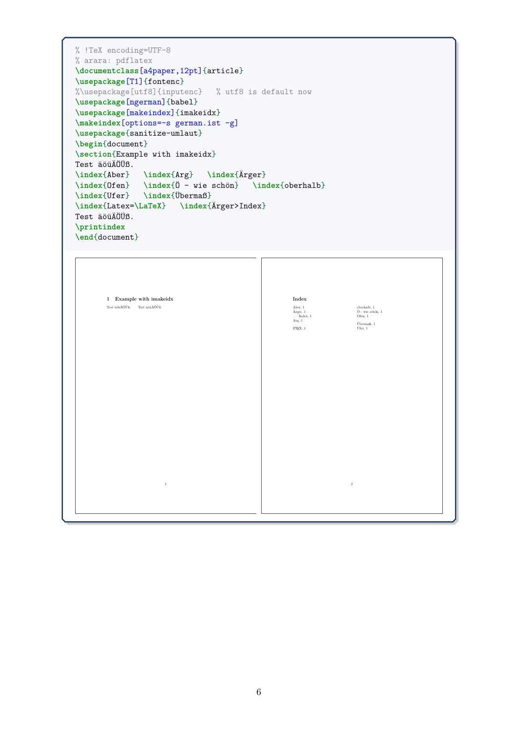```
% !TeX encoding=UTF-8
% arara: pdflatex
\documentclass[a4paper,12pt]{article}
\usepackage[T1]{fontenc}
%\usepackage[utf8]{inputenc}   % utf8 is default now
\usepackage[ngerman]{babel}
\usepackage[makeindex]{imakeidx}
\makeindex[options=-s german.ist -g]
\usepackage{sanitize-umlaut}
\begin{document}
\section{Example with imakeidx}
Test äöüÄÖÜß.
\index{Aber}   \index{Arg}   \index{Ärger}
\index{Ofen}   \index{Ö - wie schön}   \index{oberhalb}
\index{Ufer}   \index{Übermaß}
\index{Latex=\LaTeX}   \index{Ärger>Index}
Test äöüÄÖÜß.
\printindex
\end{document}
```

1 Example with imakeidx

Test äöüÄÖÜß.  Test äöüÄÖÜß.

Index

Aber, 1
Ärger, 1
    Index, 1
Arg, 1

LaTeX, 1

oberhalb, 1
Ö - wie schön, 1
Ofen, 1

Übermaß, 1
Ufer, 1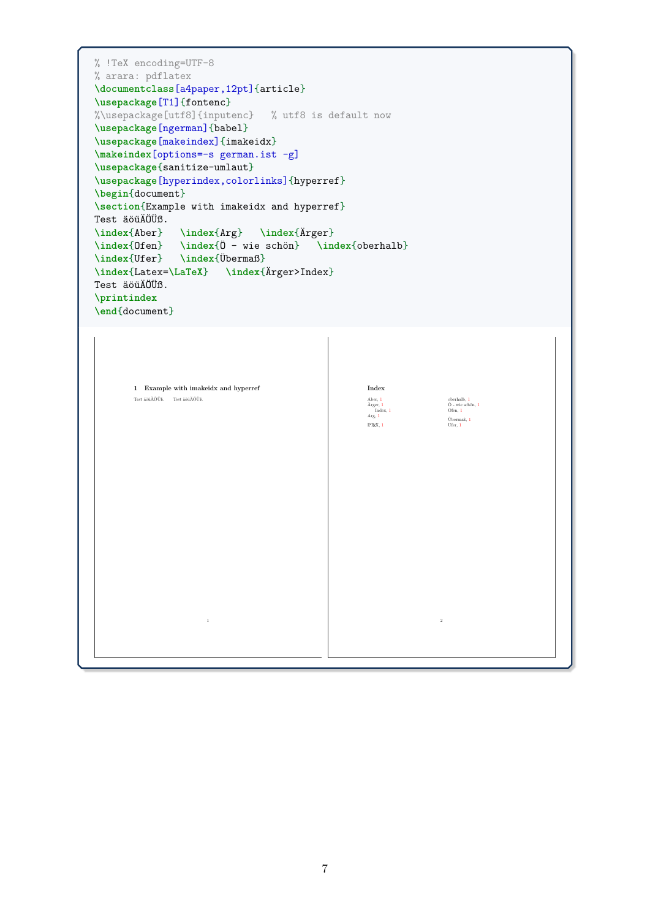```latex
% !TeX encoding=UTF-8
% arara: pdflatex
\documentclass[a4paper,12pt]{article}
\usepackage[T1]{fontenc}
%\usepackage[utf8]{inputenc}   % utf8 is default now
\usepackage[ngerman]{babel}
\usepackage[makeindex]{imakeidx}
\makeindex[options=-s german.ist -g]
\usepackage{sanitize-umlaut}
\usepackage[hyperindex,colorlinks]{hyperref}
\begin{document}
\section{Example with imakeidx and hyperref}
Test äöüÄÖÜß.
\index{Aber}   \index{Arg}   \index{Ärger}
\index{Ofen}   \index{Ö - wie schön}   \index{oberhalb}
\index{Ufer}   \index{Übermaß}
\index{Latex=\LaTeX}   \index{Ärger>Index}
Test äöüÄÖÜß.
\printindex
\end{document}
```

1 Example with imakeidx and hyperref

Test äöüÄÖÜß. Test äöüÄÖÜß.

Index

Aber, 1
Ärger, 1
  Index, 1
Arg, 1

LaTeX, 1

oberhalb, 1
Ö - wie schön, 1
Ofen, 1

Übermaß, 1
Ufer, 1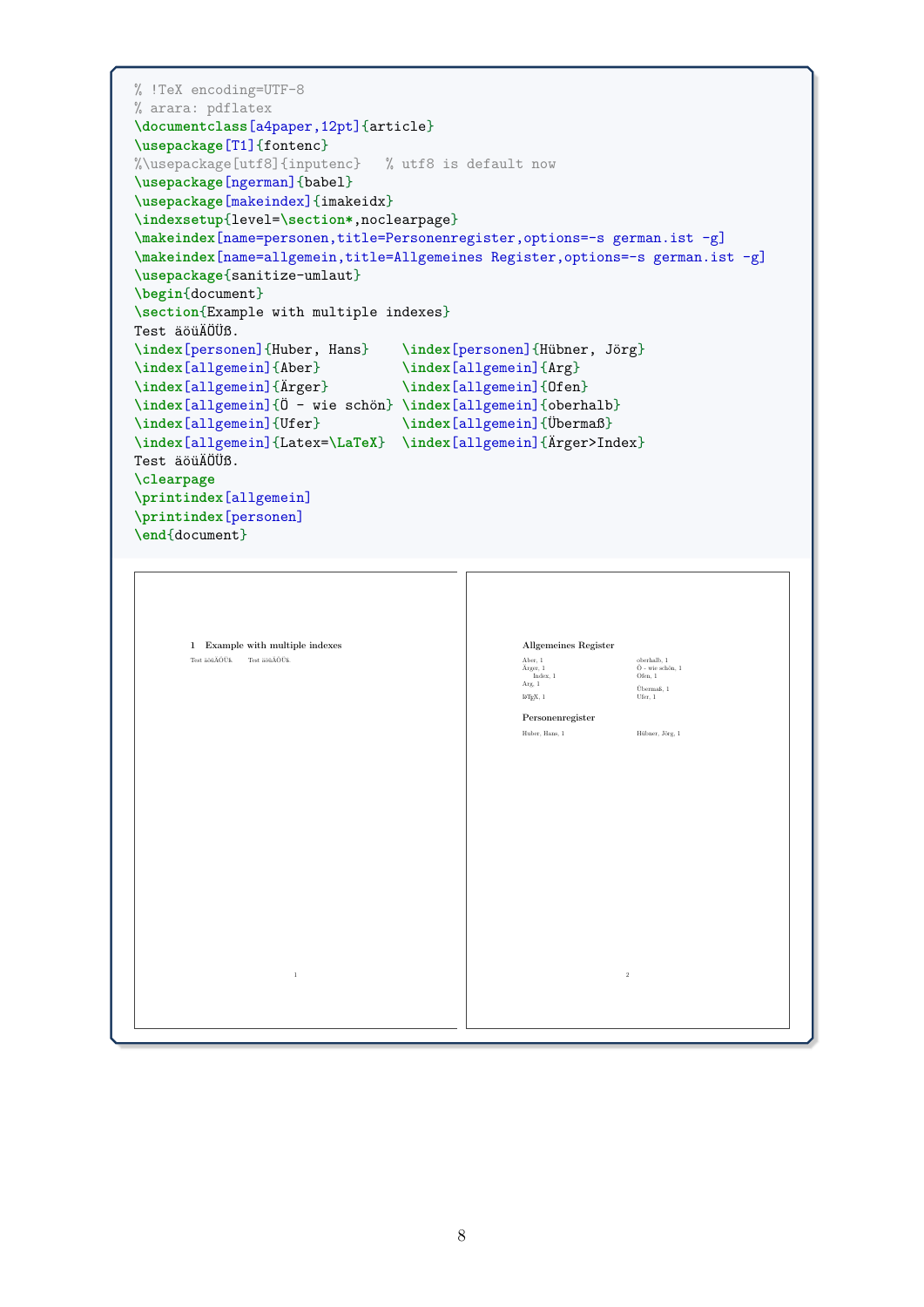```latex
% !TeX encoding=UTF-8
% arara: pdflatex
\documentclass[a4paper,12pt]{article}
\usepackage[T1]{fontenc}
%\usepackage[utf8]{inputenc}   % utf8 is default now
\usepackage[ngerman]{babel}
\usepackage[makeindex]{imakeidx}
\indexsetup{level=\section*,noclearpage}
\makeindex[name=personen,title=Personenregister,options=-s german.ist -g]
\makeindex[name=allgemein,title=Allgemeines Register,options=-s german.ist -g]
\usepackage{sanitize-umlaut}
\begin{document}
\section{Example with multiple indexes}
Test äöüÄÖÜß.
\index[personen]{Huber, Hans}    \index[personen]{Hübner, Jörg}
\index[allgemein]{Aber}          \index[allgemein]{Arg}
\index[allgemein]{Ärger}         \index[allgemein]{Ofen}
\index[allgemein]{Ö - wie schön} \index[allgemein]{oberhalb}
\index[allgemein]{Ufer}          \index[allgemein]{Übermaß}
\index[allgemein]{Latex=\LaTeX}  \index[allgemein]{Ärger>Index}
Test äöüÄÖÜß.
\clearpage
\printindex[allgemein]
\printindex[personen]
\end{document}
```

1 Example with multiple indexes

Test äöüÄÖÜß. Test äöüÄÖÜß.

1

Allgemeines Register

Aber, 1
Ärger, 1
  Index, 1
Arg, 1

LaTeX, 1

oberhalb, 1
Ö - wie schön, 1
Ofen, 1

Übermaß, 1
Ufer, 1

Personenregister

Huber, Hans, 1

Hübner, Jörg, 1

2